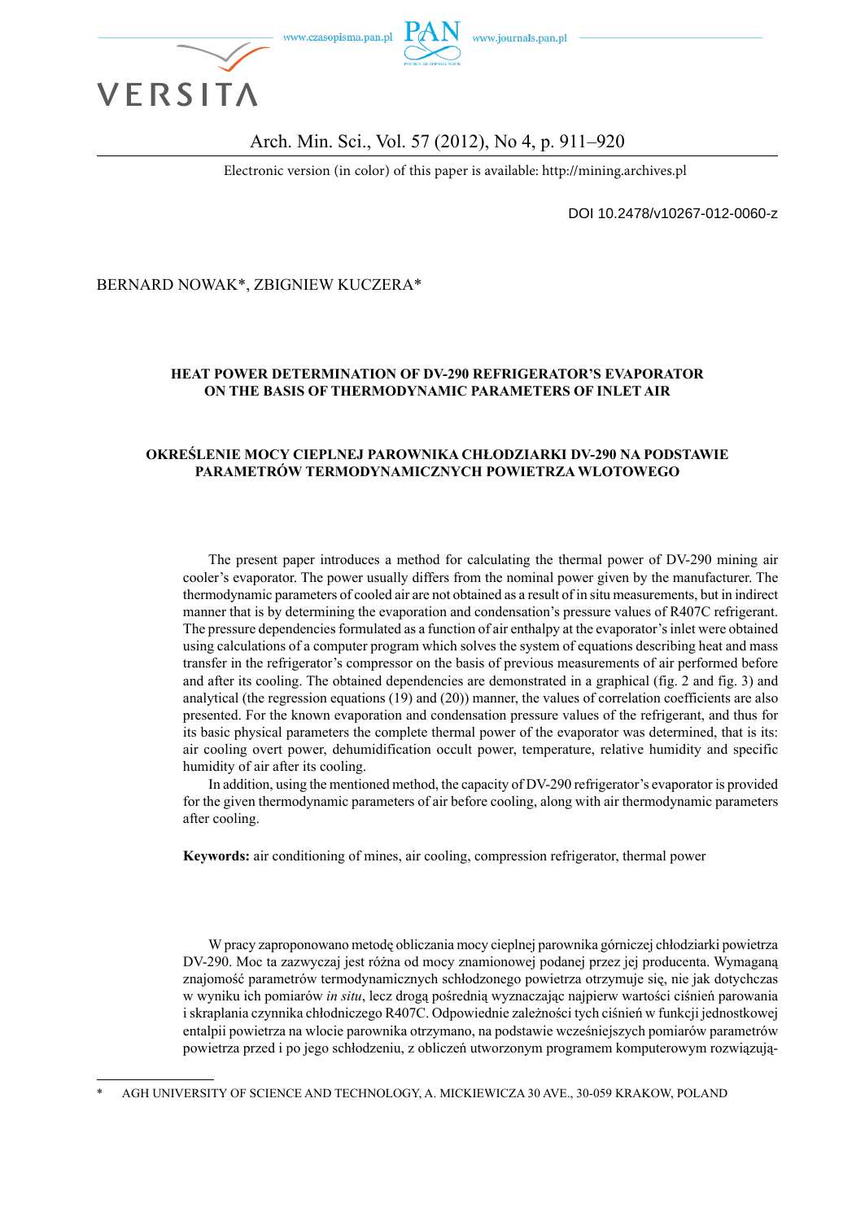DOI 10.2478/v10267-012-0060-z

BERNARD NOWAK*, ZBIGNIEW KUCZERA*

# HEAT POWER DETERMINATION OF DV-290 REFRIGERATOR'S EVAPORATOR ON THE BASIS OF THERMODYNAMIC PARAMETERS OF INLET AIR

# OKREŚLENIE MOCY CIEPLNEJ PAROWNIKA CHŁODZIARKI DV-290 NA PODSTAWIE PARAMETRÓW TERMODYNAMICZNYCH POWIETRZA WLOTOWEGO

The present paper introduces a method for calculating the thermal power of DV-290 mining air cooler's evaporator. The power usually differs from the nominal power given by the manufacturer. The thermodynamic parameters of cooled air are not obtained as a result of in situ measurements, but in indirect manner that is by determining the evaporation and condensation's pressure values of R407C refrigerant. The pressure dependencies formulated as a function of air enthalpy at the evaporator's inlet were obtained using calculations of a computer program which solves the system of equations describing heat and mass transfer in the refrigerator's compressor on the basis of previous measurements of air performed before and after its cooling. The obtained dependencies are demonstrated in a graphical (fig. 2 and fig. 3) and analytical (the regression equations (19) and (20)) manner, the values of correlation coefficients are also presented. For the known evaporation and condensation pressure values of the refrigerant, and thus for its basic physical parameters the complete thermal power of the evaporator was determined, that is its: air cooling overt power, dehumidification occult power, temperature, relative humidity and specific humidity of air after its cooling.

In addition, using the mentioned method, the capacity of DV-290 refrigerator's evaporator is provided for the given thermodynamic parameters of air before cooling, along with air thermodynamic parameters after cooling.

**Keywords:** air conditioning of mines, air cooling, compression refrigerator, thermal power

W pracy zaproponowano metodę obliczania mocy cieplnej parownika górniczej chłodziarki powietrza DV-290. Moc ta zazwyczaj jest różna od mocy znamionowej podanej przez jej producenta. Wymaganą znajomość parametrów termodynamicznych schłodzonego powietrza otrzymuje się, nie jak dotychczas w wyniku ich pomiarów *in situ*, lecz drogą pośrednią wyznaczając najpierw wartości ciśnień parowania i skraplania czynnika chłodniczego R407C. Odpowiednie zależności tych ciśnień w funkcji jednostkowej entalpii powietrza na wlocie parownika otrzymano, na podstawie wcześniejszych pomiarów parametrów powietrza przed i po jego schłodzeniu, z obliczeń utworzonym programem komputerowym rozwiązują-

\* AGH UNIVERSITY OF SCIENCE AND TECHNOLOGY, A. MICKIEWICZA 30 AVE., 30-059 KRAKOW, POLAND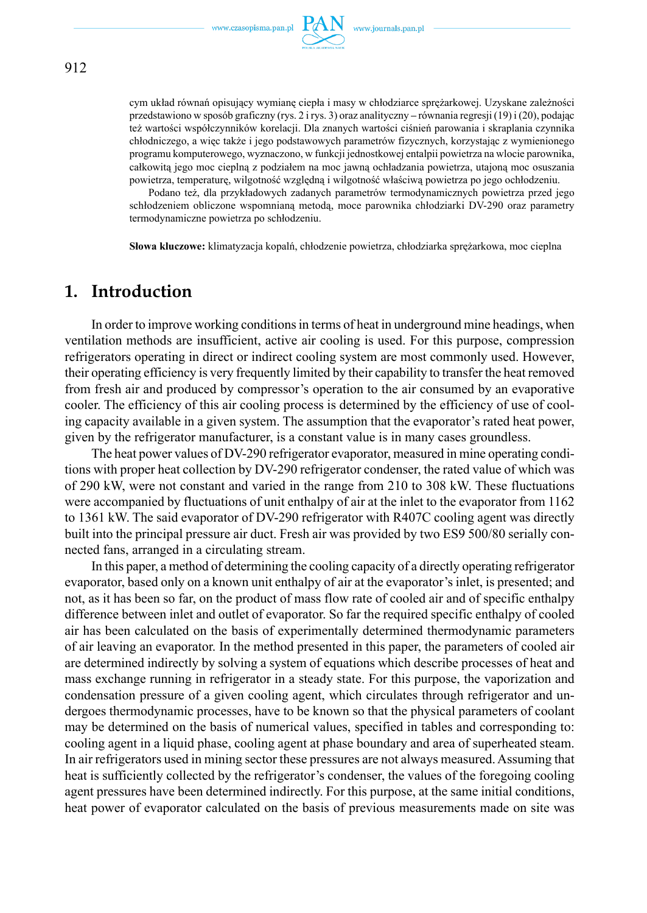cym układ równań opisujący wymianę ciepła i masy w chłodziarce sprężarkowej. Uzyskane zależności przedstawiono w sposób graficzny (rys. 2 i rys. 3) oraz analityczny – równania regresji (19) i (20), podając też wartości współczynników korelacji. Dla znanych wartości ciśnień parowania i skraplania czynnika chłodniczego, a więc także i jego podstawowych parametrów fizycznych, korzystając z wymienionego programu komputerowego, wyznaczono, w funkcji jednostkowej entalpii powietrza na wlocie parownika, całkowitą jego moc cieplną z podziałem na moc jawną ochładzania powietrza, utajoną moc osuszania powietrza, temperaturę, wilgotność względną i wilgotność właściwą powietrza po jego ochłodzeniu.

Podano też, dla przykładowych zadanych parametrów termodynamicznych powietrza przed jego schłodzeniem obliczone wspomnianą metodą, moce parownika chłodziarki DV-290 oraz parametry termodynamiczne powietrza po schłodzeniu.

**Słowa kluczowe:** klimatyzacja kopalń, chłodzenie powietrza, chłodziarka sprężarkowa, moc cieplna

## 1. Introduction

In order to improve working conditions in terms of heat in underground mine headings, when ventilation methods are insufficient, active air cooling is used. For this purpose, compression refrigerators operating in direct or indirect cooling system are most commonly used. However, their operating efficiency is very frequently limited by their capability to transfer the heat removed from fresh air and produced by compressor's operation to the air consumed by an evaporative cooler. The efficiency of this air cooling process is determined by the efficiency of use of cooling capacity available in a given system. The assumption that the evaporator's rated heat power, given by the refrigerator manufacturer, is a constant value is in many cases groundless.

The heat power values of DV-290 refrigerator evaporator, measured in mine operating conditions with proper heat collection by DV-290 refrigerator condenser, the rated value of which was of 290 kW, were not constant and varied in the range from 210 to 308 kW. These fluctuations were accompanied by fluctuations of unit enthalpy of air at the inlet to the evaporator from 1162 to 1361 kW. The said evaporator of DV-290 refrigerator with R407C cooling agent was directly built into the principal pressure air duct. Fresh air was provided by two ES9 500/80 serially connected fans, arranged in a circulating stream.

In this paper, a method of determining the cooling capacity of a directly operating refrigerator evaporator, based only on a known unit enthalpy of air at the evaporator's inlet, is presented; and not, as it has been so far, on the product of mass flow rate of cooled air and of specific enthalpy difference between inlet and outlet of evaporator. So far the required specific enthalpy of cooled air has been calculated on the basis of experimentally determined thermodynamic parameters of air leaving an evaporator. In the method presented in this paper, the parameters of cooled air are determined indirectly by solving a system of equations which describe processes of heat and mass exchange running in refrigerator in a steady state. For this purpose, the vaporization and condensation pressure of a given cooling agent, which circulates through refrigerator and undergoes thermodynamic processes, have to be known so that the physical parameters of coolant may be determined on the basis of numerical values, specified in tables and corresponding to: cooling agent in a liquid phase, cooling agent at phase boundary and area of superheated steam. In air refrigerators used in mining sector these pressures are not always measured. Assuming that heat is sufficiently collected by the refrigerator's condenser, the values of the foregoing cooling agent pressures have been determined indirectly. For this purpose, at the same initial conditions, heat power of evaporator calculated on the basis of previous measurements made on site was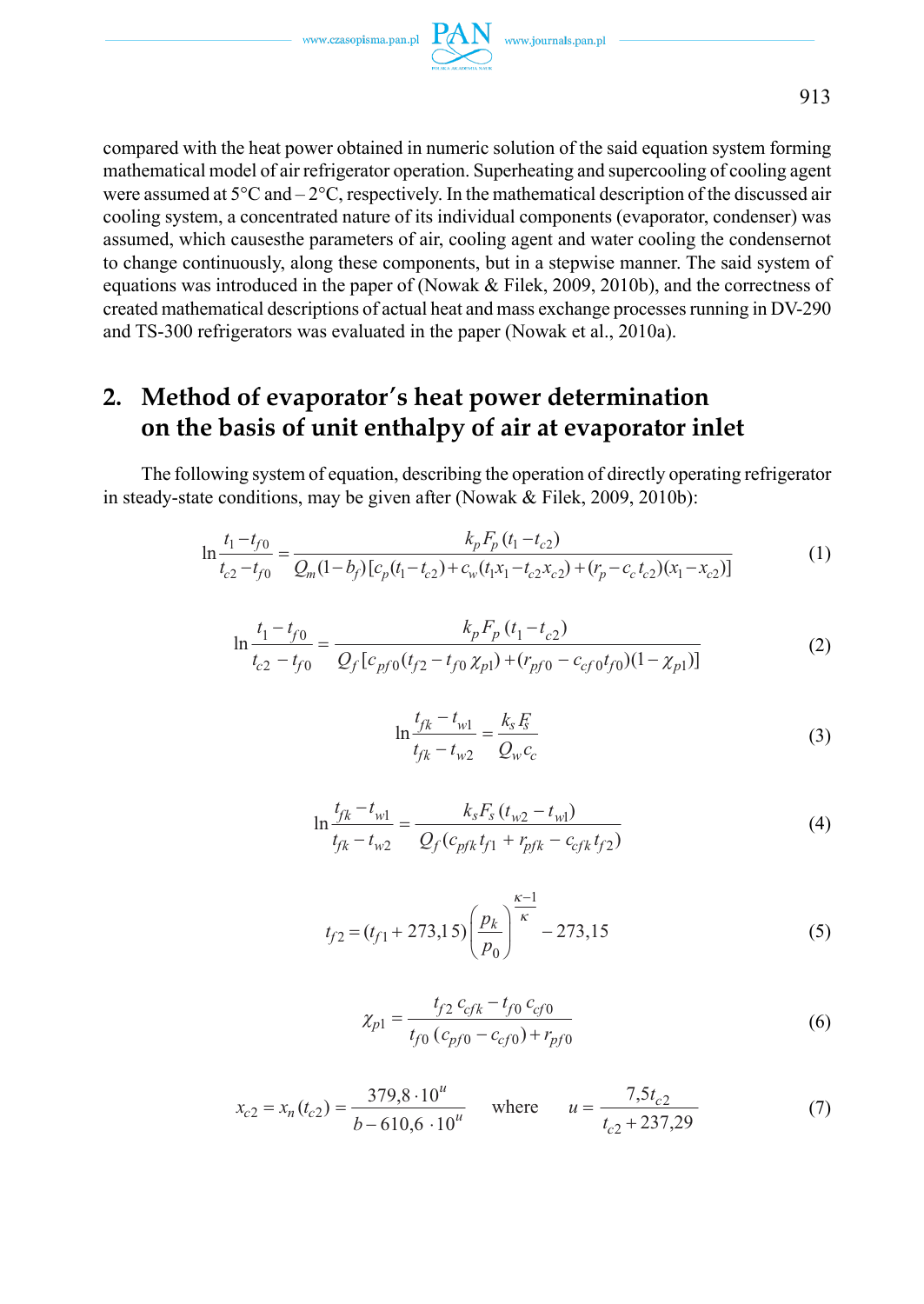compared with the heat power obtained in numeric solution of the said equation system forming mathematical model of air refrigerator operation. Superheating and supercooling of cooling agent were assumed at 5°C and – 2°C, respectively. In the mathematical description of the discussed air cooling system, a concentrated nature of its individual components (evaporator, condenser) was assumed, which causesthe parameters of air, cooling agent and water cooling the condensernot to change continuously, along these components, but in a stepwise manner. The said system of equations was introduced in the paper of (Nowak & Filek, 2009, 2010b), and the correctness of created mathematical descriptions of actual heat and mass exchange processes running in DV-290 and TS-300 refrigerators was evaluated in the paper (Nowak et al., 2010a).

## 2. Method of evaporator's heat power determination on the basis of unit enthalpy of air at evaporator inlet

The following system of equation, describing the operation of directly operating refrigerator in steady-state conditions, may be given after (Nowak & Filek, 2009, 2010b):

$$\ln \frac{t_1 - t_{f0}}{t_{c2} - t_{f0}} = \frac{k_p F_p (t_1 - t_{c2})}{Q_m (1 - b_f)[c_p (t_1 - t_{c2}) + c_w (t_1 x_1 - t_{c2} x_{c2}) + (r_p - c_c t_{c2})(x_1 - x_{c2})]} \tag{1}$$

$$\ln \frac{t_1 - t_{f0}}{t_{c2} - t_{f0}} = \frac{k_p F_p (t_1 - t_{c2})}{Q_f [c_{pf0}(t_{f2} - t_{f0}\, \chi_{p1}) + (r_{pf0} - c_{cf0} t_{f0})(1 - \chi_{p1})]} \tag{2}$$

$$\ln \frac{t_{fk} - t_{w1}}{t_{fk} - t_{w2}} = \frac{k_s F_s}{Q_w c_c} \tag{3}$$

$$\ln \frac{t_{fk} - t_{w1}}{t_{fk} - t_{w2}} = \frac{k_s F_s (t_{w2} - t_{w1})}{Q_f (c_{pfk} t_{f1} + r_{pfk} - c_{cfk} t_{f2})} \tag{4}$$

$$t_{f2} = (t_{f1} + 273{,}15) \left( \frac{p_k}{p_0} \right)^{\frac{\kappa - 1}{\kappa}} - 273{,}15 \tag{5}$$

$$\chi_{p1} = \frac{t_{f2}\, c_{cfk} - t_{f0}\, c_{cf0}}{t_{f0}\,(c_{pf0} - c_{cf0}) + r_{pf0}} \tag{6}$$

$$x_{c2} = x_n (t_{c2}) = \frac{379{,}8 \cdot 10^u}{b - 610{,}6 \cdot 10^u} \quad \text{where} \quad u = \frac{7{,}5 t_{c2}}{t_{c2} + 237{,}29} \tag{7}$$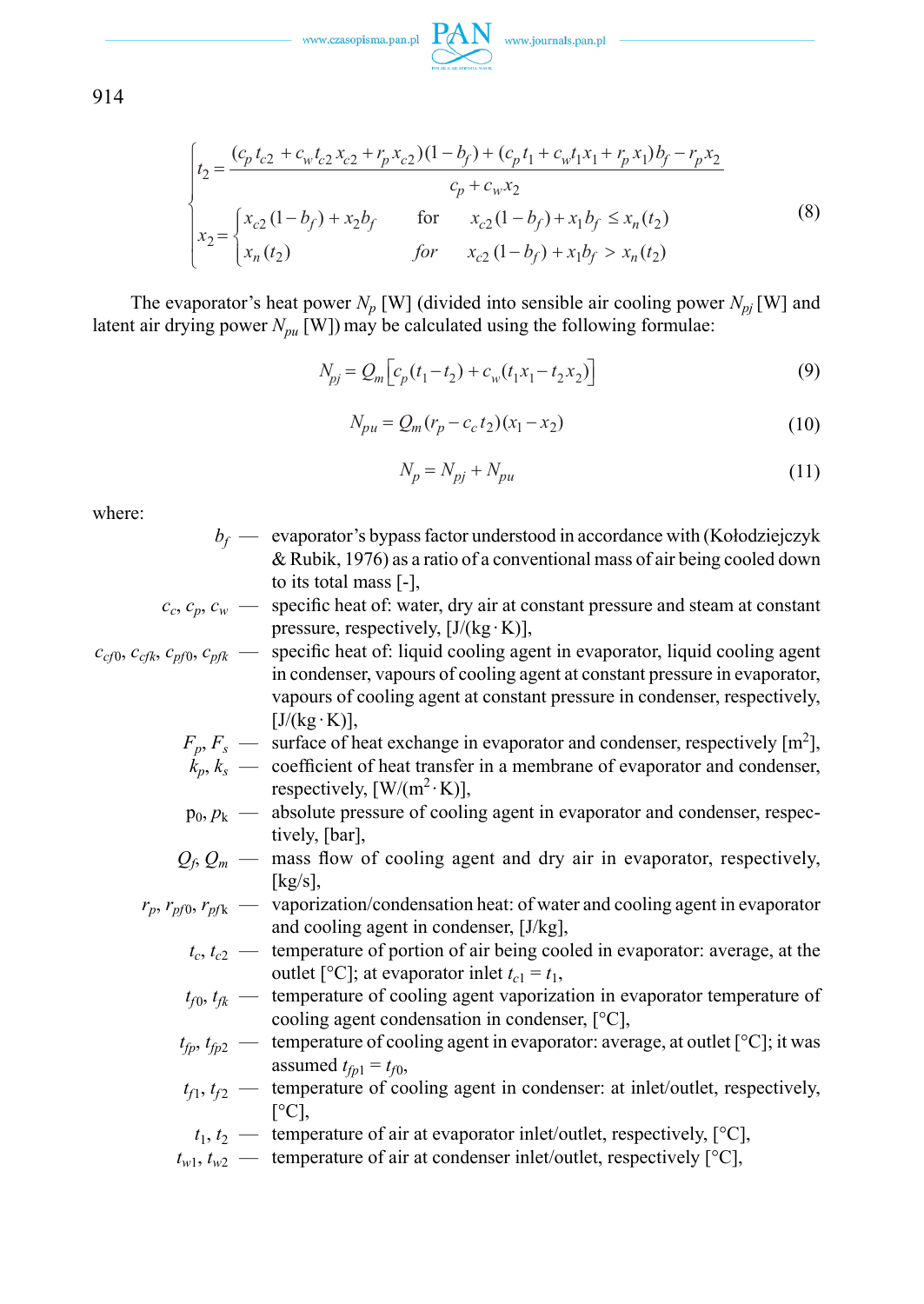$$
\begin{cases}
t_2 = \dfrac{(c_p t_{c2} + c_w t_{c2} x_{c2} + r_p x_{c2})(1-b_f) + (c_p t_1 + c_w t_1 x_1 + r_p x_1) b_f - r_p x_2}{c_p + c_w x_2} \\
x_2 = \begin{cases} x_{c2}(1-b_f) + x_2 b_f & \text{for} \quad x_{c2}(1-b_f) + x_1 b_f \le x_n(t_2) \\ x_n(t_2) & \textit{for} \quad x_{c2}(1-b_f) + x_1 b_f > x_n(t_2) \end{cases}
\end{cases}
\tag{8}
$$

The evaporator's heat power $N_p$ [W] (divided into sensible air cooling power $N_{pj}$ [W] and latent air drying power $N_{pu}$ [W]) may be calculated using the following formulae:

$$
N_{pj} = Q_m \left[ c_p (t_1 - t_2) + c_w (t_1 x_1 - t_2 x_2) \right] \tag{9}
$$

$$
N_{pu} = Q_m (r_p - c_c t_2)(x_1 - x_2) \tag{10}
$$

$$
N_p = N_{pj} + N_{pu} \tag{11}
$$

where:

- $b_f$ — evaporator's bypass factor understood in accordance with (Kołodziejczyk & Rubik, 1976) as a ratio of a conventional mass of air being cooled down to its total mass [-],
- $c_c$, $c_p$, $c_w$ — specific heat of: water, dry air at constant pressure and steam at constant pressure, respectively, [J/(kg·K)],
- $c_{cf0}$, $c_{cfk}$, $c_{pf0}$, $c_{pfk}$ — specific heat of: liquid cooling agent in evaporator, liquid cooling agent in condenser, vapours of cooling agent at constant pressure in evaporator, vapours of cooling agent at constant pressure in condenser, respectively, [J/(kg·K)],
- $F_p$, $F_s$ — surface of heat exchange in evaporator and condenser, respectively [m$^2$],
- $k_p$, $k_s$ — coefficient of heat transfer in a membrane of evaporator and condenser, respectively, [W/(m$^2$·K)],
- $p_0$, $p_k$ — absolute pressure of cooling agent in evaporator and condenser, respectively, [bar],
- $Q_f$, $Q_m$ — mass flow of cooling agent and dry air in evaporator, respectively, [kg/s],
- $r_p$, $r_{pf0}$, $r_{pfk}$ — vaporization/condensation heat: of water and cooling agent in evaporator and cooling agent in condenser, [J/kg],
- $t_c$, $t_{c2}$ — temperature of portion of air being cooled in evaporator: average, at the outlet [°C]; at evaporator inlet $t_{c1} = t_1$,
- $t_{f0}$, $t_{fk}$ — temperature of cooling agent vaporization in evaporator temperature of cooling agent condensation in condenser, [°C],
- $t_{fp}$, $t_{fp2}$ — temperature of cooling agent in evaporator: average, at outlet [°C]; it was assumed $t_{fp1} = t_{f0}$,
- $t_{f1}$, $t_{f2}$ — temperature of cooling agent in condenser: at inlet/outlet, respectively, [°C],
- $t_1$, $t_2$ — temperature of air at evaporator inlet/outlet, respectively, [°C],
- $t_{w1}$, $t_{w2}$ — temperature of air at condenser inlet/outlet, respectively [°C],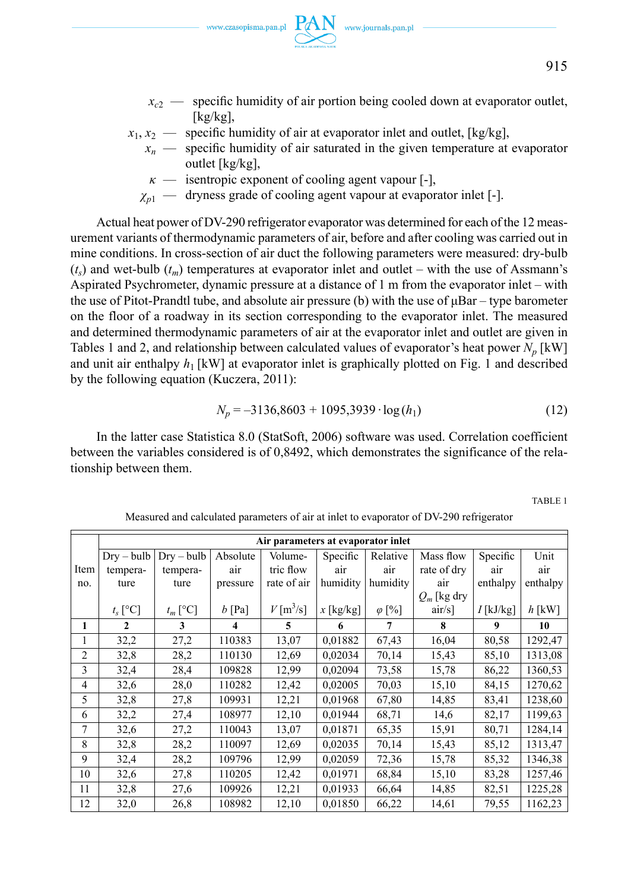$x_{c2}$ — specific humidity of air portion being cooled down at evaporator outlet, [kg/kg],

$x_1, x_2$ — specific humidity of air at evaporator inlet and outlet, [kg/kg],

$x_n$ — specific humidity of air saturated in the given temperature at evaporator outlet [kg/kg],

$\kappa$ — isentropic exponent of cooling agent vapour [-],

$\chi_{p1}$ — dryness grade of cooling agent vapour at evaporator inlet [-].

Actual heat power of DV-290 refrigerator evaporator was determined for each of the 12 measurement variants of thermodynamic parameters of air, before and after cooling was carried out in mine conditions. In cross-section of air duct the following parameters were measured: dry-bulb ($t_s$) and wet-bulb ($t_m$) temperatures at evaporator inlet and outlet – with the use of Assmann's Aspirated Psychrometer, dynamic pressure at a distance of 1 m from the evaporator inlet – with the use of Pitot-Prandtl tube, and absolute air pressure (b) with the use of μBar – type barometer on the floor of a roadway in its section corresponding to the evaporator inlet. The measured and determined thermodynamic parameters of air at the evaporator inlet and outlet are given in Tables 1 and 2, and relationship between calculated values of evaporator's heat power $N_p$ [kW] and unit air enthalpy $h_1$ [kW] at evaporator inlet is graphically plotted on Fig. 1 and described by the following equation (Kuczera, 2011):

$$N_p = -3136{,}8603 + 1095{,}3939 \cdot \log(h_1) \tag{12}$$

In the latter case Statistica 8.0 (StatSoft, 2006) software was used. Correlation coefficient between the variables considered is of 0,8492, which demonstrates the significance of the relationship between them.

TABLE 1

Measured and calculated parameters of air at inlet to evaporator of DV-290 refrigerator

| Item no. | Air parameters at evaporator inlet | | | | | | | | |
|---|---|---|---|---|---|---|---|---|---|
| | Dry – bulb temperature $t_s$ [°C] | Dry – bulb temperature $t_m$ [°C] | Absolute air pressure $b$ [Pa] | Volumetric flow rate of air $V$ [m$^3$/s] | Specific air humidity $x$ [kg/kg] | Relative air humidity $\varphi$ [%] | Mass flow rate of dry air $Q_m$ [kg dry air/s] | Specific air enthalpy $I$ [kJ/kg] | Unit air enthalpy $h$ [kW] |
| **1** | **2** | **3** | **4** | **5** | **6** | **7** | **8** | **9** | **10** |
| 1 | 32,2 | 27,2 | 110383 | 13,07 | 0,01882 | 67,43 | 16,04 | 80,58 | 1292,47 |
| 2 | 32,8 | 28,2 | 110130 | 12,69 | 0,02034 | 70,14 | 15,43 | 85,10 | 1313,08 |
| 3 | 32,4 | 28,4 | 109828 | 12,99 | 0,02094 | 73,58 | 15,78 | 86,22 | 1360,53 |
| 4 | 32,6 | 28,0 | 110282 | 12,42 | 0,02005 | 70,03 | 15,10 | 84,15 | 1270,62 |
| 5 | 32,8 | 27,8 | 109931 | 12,21 | 0,01968 | 67,80 | 14,85 | 83,41 | 1238,60 |
| 6 | 32,2 | 27,4 | 108977 | 12,10 | 0,01944 | 68,71 | 14,6 | 82,17 | 1199,63 |
| 7 | 32,6 | 27,2 | 110043 | 13,07 | 0,01871 | 65,35 | 15,91 | 80,71 | 1284,14 |
| 8 | 32,8 | 28,2 | 110097 | 12,69 | 0,02035 | 70,14 | 15,43 | 85,12 | 1313,47 |
| 9 | 32,4 | 28,2 | 109796 | 12,99 | 0,02059 | 72,36 | 15,78 | 85,32 | 1346,38 |
| 10 | 32,6 | 27,8 | 110205 | 12,42 | 0,01971 | 68,84 | 15,10 | 83,28 | 1257,46 |
| 11 | 32,8 | 27,6 | 109926 | 12,21 | 0,01933 | 66,64 | 14,85 | 82,51 | 1225,28 |
| 12 | 32,0 | 26,8 | 108982 | 12,10 | 0,01850 | 66,22 | 14,61 | 79,55 | 1162,23 |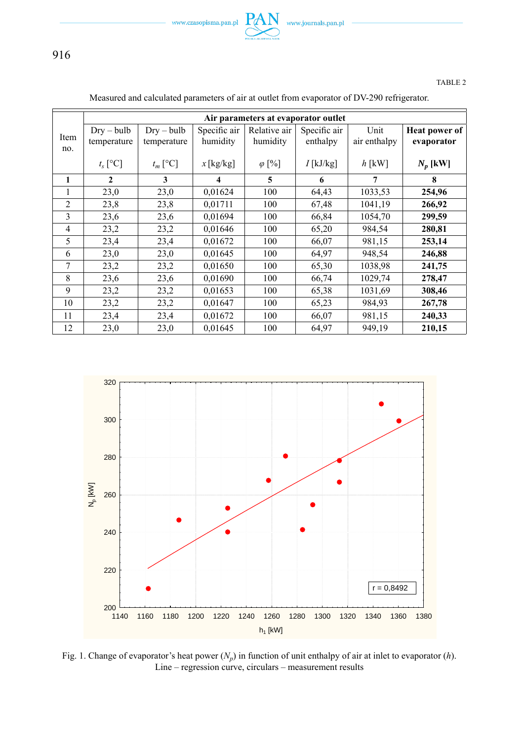TABLE 2

Measured and calculated parameters of air at outlet from evaporator of DV-290 refrigerator.

| Item no. | Air parameters at evaporator outlet | | | | | | |
|---|---|---|---|---|---|---|---|
| | Dry – bulb temperature $t_s$ [°C] | Dry – bulb temperature $t_m$ [°C] | Specific air humidity $x$ [kg/kg] | Relative air humidity $\varphi$ [%] | Specific air enthalpy $I$ [kJ/kg] | Unit air enthalpy $h$ [kW] | **Heat power of evaporator $N_p$ [kW]** |
| **1** | **2** | **3** | **4** | **5** | **6** | **7** | **8** |
| 1 | 23,0 | 23,0 | 0,01624 | 100 | 64,43 | 1033,53 | **254,96** |
| 2 | 23,8 | 23,8 | 0,01711 | 100 | 67,48 | 1041,19 | **266,92** |
| 3 | 23,6 | 23,6 | 0,01694 | 100 | 66,84 | 1054,70 | **299,59** |
| 4 | 23,2 | 23,2 | 0,01646 | 100 | 65,20 | 984,54 | **280,81** |
| 5 | 23,4 | 23,4 | 0,01672 | 100 | 66,07 | 981,15 | **253,14** |
| 6 | 23,0 | 23,0 | 0,01645 | 100 | 64,97 | 948,54 | **246,88** |
| 7 | 23,2 | 23,2 | 0,01650 | 100 | 65,30 | 1038,98 | **241,75** |
| 8 | 23,6 | 23,6 | 0,01690 | 100 | 66,74 | 1029,74 | **278,47** |
| 9 | 23,2 | 23,2 | 0,01653 | 100 | 65,38 | 1031,69 | **308,46** |
| 10 | 23,2 | 23,2 | 0,01647 | 100 | 65,23 | 984,93 | **267,78** |
| 11 | 23,4 | 23,4 | 0,01672 | 100 | 66,07 | 981,15 | **240,33** |
| 12 | 23,0 | 23,0 | 0,01645 | 100 | 64,97 | 949,19 | **210,15** |

Fig. 1. Change of evaporator's heat power ($N_p$) in function of unit enthalpy of air at inlet to evaporator ($h$). Line – regression curve, circulars – measurement results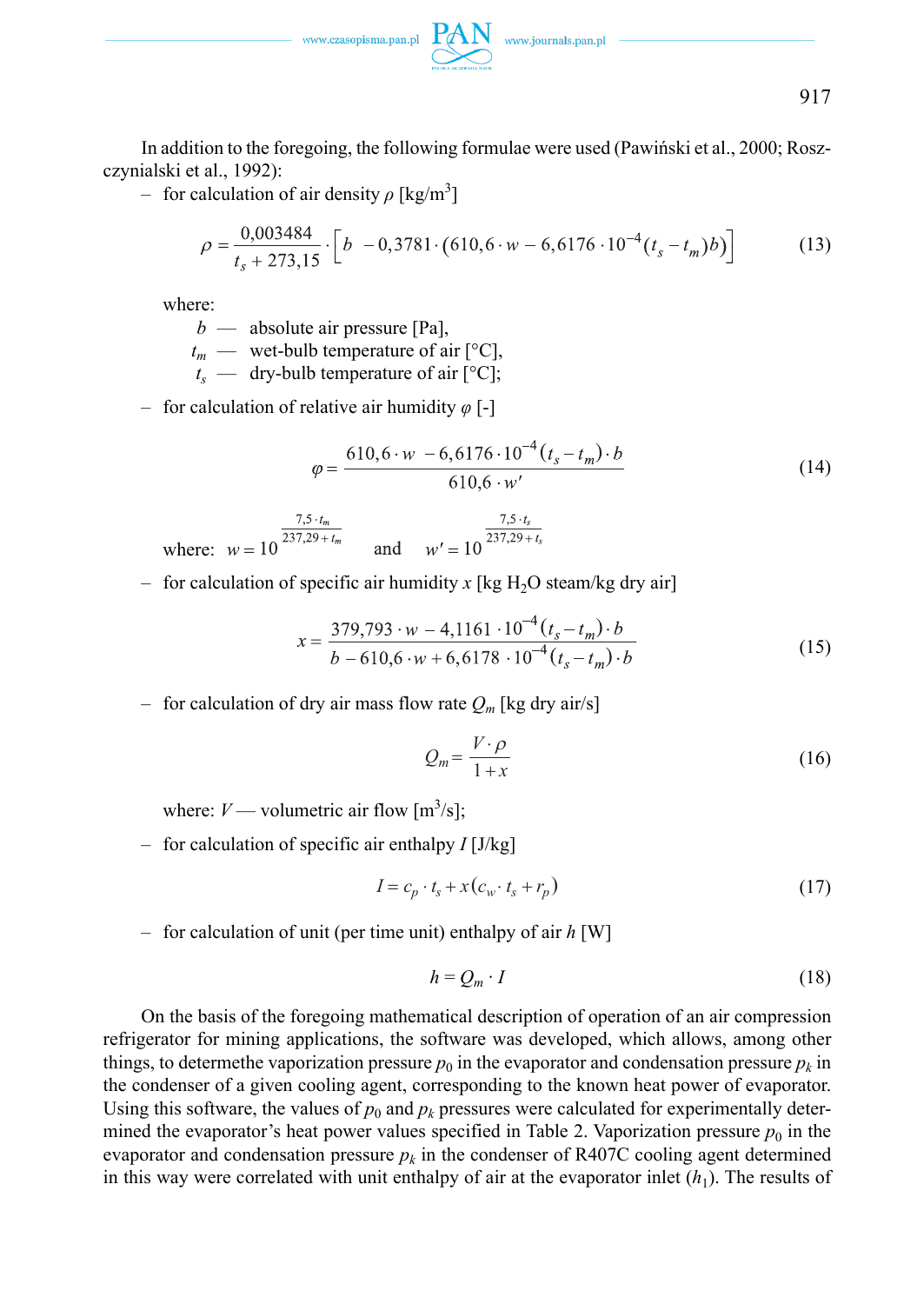In addition to the foregoing, the following formulae were used (Pawiński et al., 2000; Roszczynialski et al., 1992):

– for calculation of air density $\rho$ [kg/m$^3$]

$$\rho = \frac{0{,}003484}{t_s + 273{,}15} \cdot \left[ b \ - 0{,}3781 \cdot \left(610{,}6 \cdot w - 6{,}6176 \cdot 10^{-4} (t_s - t_m) b\right)\right] \tag{13}$$

where:

- $b$ — absolute air pressure [Pa],
- $t_m$ — wet-bulb temperature of air [°C],
- $t_s$ — dry-bulb temperature of air [°C];

– for calculation of relative air humidity $\varphi$ [-]

$$\varphi = \frac{610{,}6 \cdot w \ - 6{,}6176 \cdot 10^{-4} (t_s - t_m) \cdot b}{610{,}6 \cdot w'} \tag{14}$$

where: $w = 10^{\frac{7{,}5 \cdot t_m}{237{,}29 + t_m}}$ and $w' = 10^{\frac{7{,}5 \cdot t_s}{237{,}29 + t_s}}$

– for calculation of specific air humidity $x$ [kg $H_2O$ steam/kg dry air]

$$x = \frac{379{,}793 \cdot w \ - 4{,}1161 \cdot 10^{-4} (t_s - t_m) \cdot b}{b - 610{,}6 \cdot w + 6{,}6178 \cdot 10^{-4} (t_s - t_m) \cdot b} \tag{15}$$

– for calculation of dry air mass flow rate $Q_m$ [kg dry air/s]

$$Q_m = \frac{V \cdot \rho}{1 + x} \tag{16}$$

where: $V$ — volumetric air flow [m$^3$/s];

– for calculation of specific air enthalpy $I$ [J/kg]

$$I = c_p \cdot t_s + x\left(c_w \cdot t_s + r_p\right) \tag{17}$$

– for calculation of unit (per time unit) enthalpy of air $h$ [W]

$$h = Q_m \cdot I \tag{18}$$

On the basis of the foregoing mathematical description of operation of an air compression refrigerator for mining applications, the software was developed, which allows, among other things, to determethe vaporization pressure $p_0$ in the evaporator and condensation pressure $p_k$ in the condenser of a given cooling agent, corresponding to the known heat power of evaporator. Using this software, the values of $p_0$ and $p_k$ pressures were calculated for experimentally determined the evaporator's heat power values specified in Table 2. Vaporization pressure $p_0$ in the evaporator and condensation pressure $p_k$ in the condenser of R407C cooling agent determined in this way were correlated with unit enthalpy of air at the evaporator inlet ($h_1$). The results of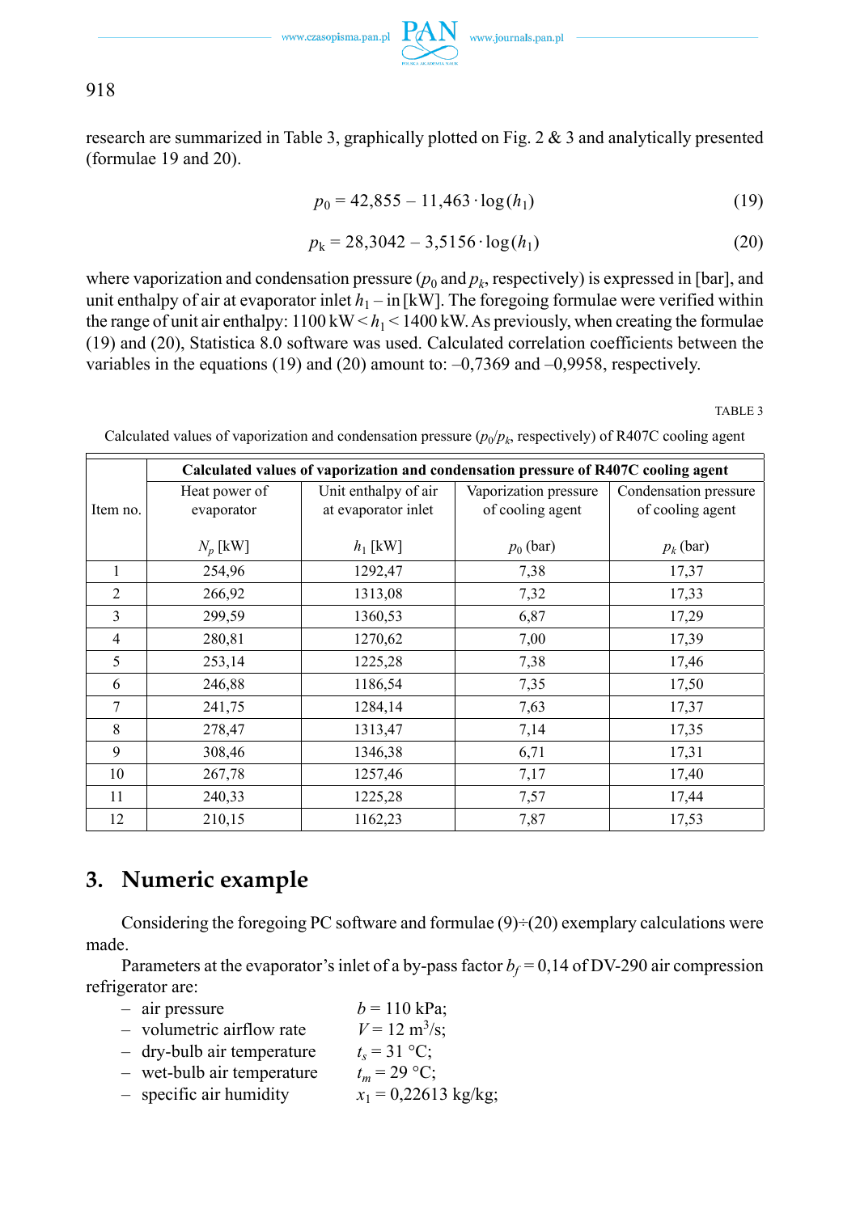research are summarized in Table 3, graphically plotted on Fig. 2 & 3 and analytically presented (formulae 19 and 20).

$$p_0 = 42{,}855 - 11{,}463 \cdot \log(h_1) \tag{19}$$

$$p_k = 28{,}3042 - 3{,}5156 \cdot \log(h_1) \tag{20}$$

where vaporization and condensation pressure ($p_0$ and $p_k$, respectively) is expressed in [bar], and unit enthalpy of air at evaporator inlet $h_1$ – in [kW]. The foregoing formulae were verified within the range of unit air enthalpy: 1100 kW < $h_1$ < 1400 kW. As previously, when creating the formulae (19) and (20), Statistica 8.0 software was used. Calculated correlation coefficients between the variables in the equations (19) and (20) amount to: –0,7369 and –0,9958, respectively.

TABLE 3

Calculated values of vaporization and condensation pressure ($p_0/p_k$, respectively) of R407C cooling agent

| Item no. | Calculated values of vaporization and condensation pressure of R407C cooling agent | | | |
|---|---|---|---|---|
| | Heat power of evaporator $N_p$ [kW] | Unit enthalpy of air at evaporator inlet $h_1$ [kW] | Vaporization pressure of cooling agent $p_0$ (bar) | Condensation pressure of cooling agent $p_k$ (bar) |
| 1 | 254,96 | 1292,47 | 7,38 | 17,37 |
| 2 | 266,92 | 1313,08 | 7,32 | 17,33 |
| 3 | 299,59 | 1360,53 | 6,87 | 17,29 |
| 4 | 280,81 | 1270,62 | 7,00 | 17,39 |
| 5 | 253,14 | 1225,28 | 7,38 | 17,46 |
| 6 | 246,88 | 1186,54 | 7,35 | 17,50 |
| 7 | 241,75 | 1284,14 | 7,63 | 17,37 |
| 8 | 278,47 | 1313,47 | 7,14 | 17,35 |
| 9 | 308,46 | 1346,38 | 6,71 | 17,31 |
| 10 | 267,78 | 1257,46 | 7,17 | 17,40 |
| 11 | 240,33 | 1225,28 | 7,57 | 17,44 |
| 12 | 210,15 | 1162,23 | 7,87 | 17,53 |

## 3. Numeric example

Considering the foregoing PC software and formulae (9)÷(20) exemplary calculations were made.

Parameters at the evaporator's inlet of a by-pass factor $b_f = 0{,}14$ of DV-290 air compression refrigerator are:

- air pressure $b = 110$ kPa;
- volumetric airflow rate $V = 12$ m$^3$/s;
- dry-bulb air temperature $t_s = 31$ °C;
- wet-bulb air temperature $t_m = 29$ °C;
- specific air humidity $x_1 = 0{,}22613$ kg/kg;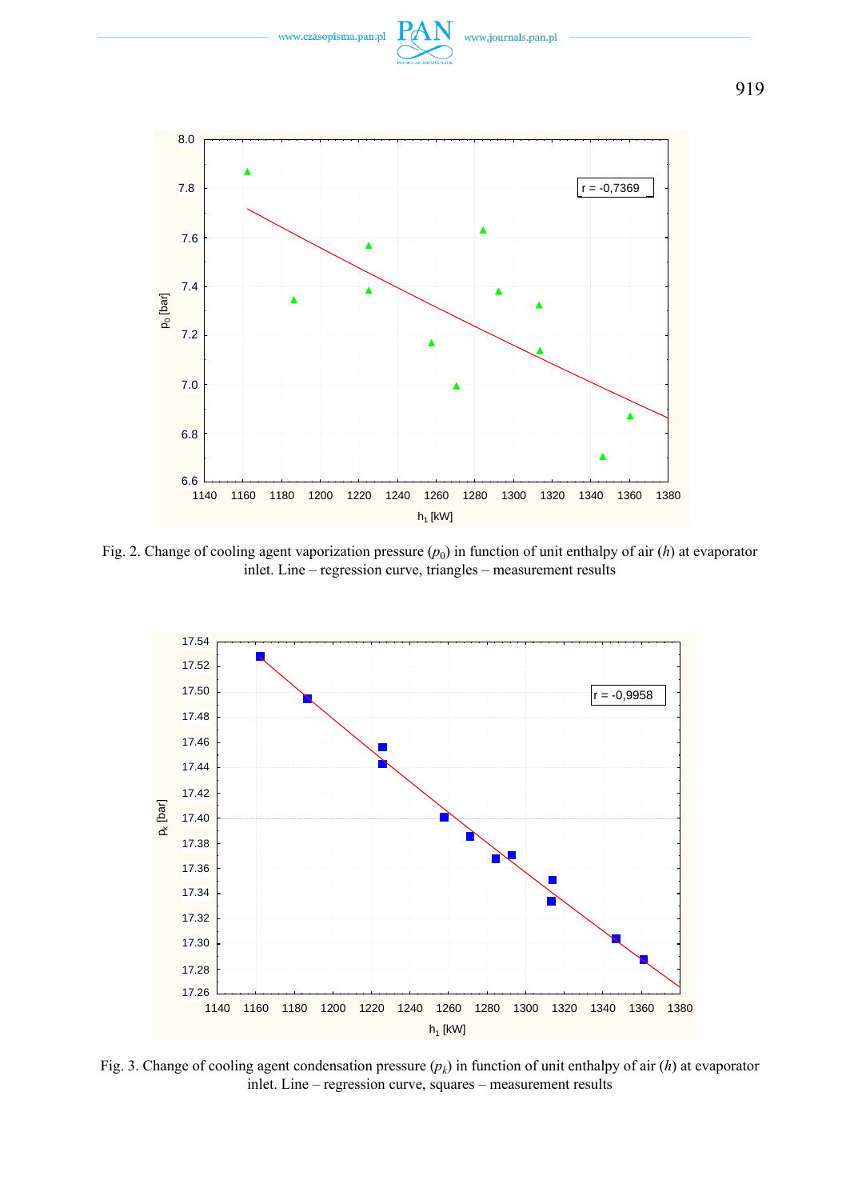Fig. 2. Change of cooling agent vaporization pressure ($p_0$) in function of unit enthalpy of air ($h$) at evaporator inlet. Line – regression curve, triangles – measurement results

Fig. 3. Change of cooling agent condensation pressure ($p_k$) in function of unit enthalpy of air ($h$) at evaporator inlet. Line – regression curve, squares – measurement results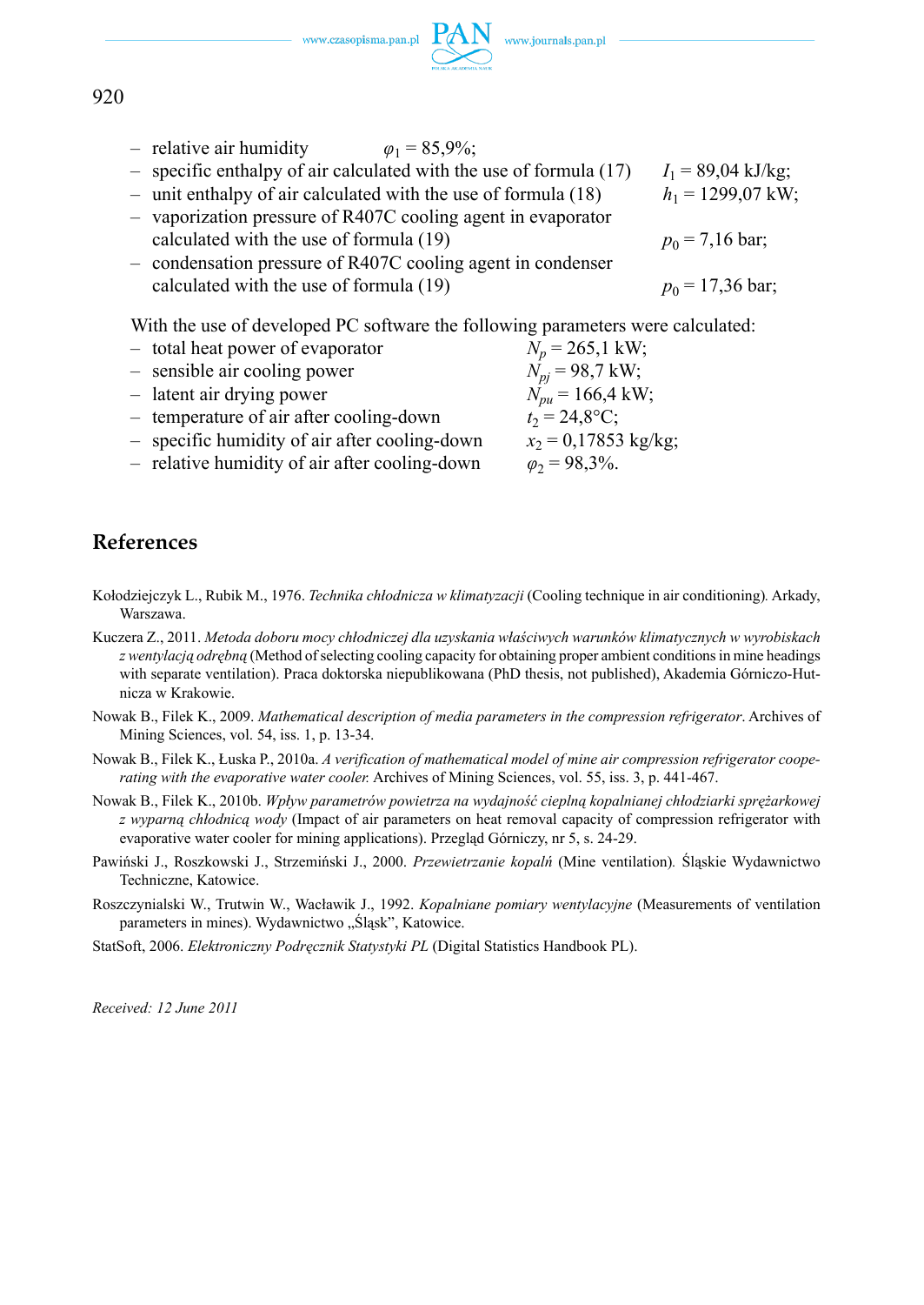- relative air humidity $\varphi_1 = 85{,}9\%$;
- specific enthalpy of air calculated with the use of formula (17) $I_1 = 89{,}04$ kJ/kg;
- unit enthalpy of air calculated with the use of formula (18) $h_1 = 1299{,}07$ kW;
- vaporization pressure of R407C cooling agent in evaporator calculated with the use of formula (19) $p_0 = 7{,}16$ bar;
- condensation pressure of R407C cooling agent in condenser calculated with the use of formula (19) $p_0 = 17{,}36$ bar;

With the use of developed PC software the following parameters were calculated:

- total heat power of evaporator $N_p = 265{,}1$ kW;
- sensible air cooling power $N_{pj} = 98{,}7$ kW;
- latent air drying power $N_{pu} = 166{,}4$ kW;
- temperature of air after cooling-down $t_2 = 24{,}8°C$;
- specific humidity of air after cooling-down $x_2 = 0{,}17853$ kg/kg;
- relative humidity of air after cooling-down $\varphi_2 = 98{,}3\%$.

## References

Kołodziejczyk L., Rubik M., 1976. *Technika chłodnicza w klimatyzacji* (Cooling technique in air conditioning). Arkady, Warszawa.

Kuczera Z., 2011. *Metoda doboru mocy chłodniczej dla uzyskania właściwych warunków klimatycznych w wyrobiskach z wentylacją odrębną* (Method of selecting cooling capacity for obtaining proper ambient conditions in mine headings with separate ventilation). Praca doktorska niepublikowana (PhD thesis, not published), Akademia Górniczo-Hutnicza w Krakowie.

Nowak B., Filek K., 2009. *Mathematical description of media parameters in the compression refrigerator*. Archives of Mining Sciences, vol. 54, iss. 1, p. 13-34.

Nowak B., Filek K., Łuska P., 2010a. *A verification of mathematical model of mine air compression refrigerator cooperating with the evaporative water cooler.* Archives of Mining Sciences, vol. 55, iss. 3, p. 441-467.

Nowak B., Filek K., 2010b. *Wpływ parametrów powietrza na wydajność cieplną kopalnianej chłodziarki sprężarkowej z wyparną chłodnicą wody* (Impact of air parameters on heat removal capacity of compression refrigerator with evaporative water cooler for mining applications). Przegląd Górniczy, nr 5, s. 24-29.

Pawiński J., Roszkowski J., Strzemiński J., 2000. *Przewietrzanie kopalń* (Mine ventilation). Śląskie Wydawnictwo Techniczne, Katowice.

Roszczynialski W., Trutwin W., Wacławik J., 1992. *Kopalniane pomiary wentylacyjne* (Measurements of ventilation parameters in mines). Wydawnictwo „Śląsk", Katowice.

StatSoft, 2006. *Elektroniczny Podręcznik Statystyki PL* (Digital Statistics Handbook PL).

*Received: 12 June 2011*